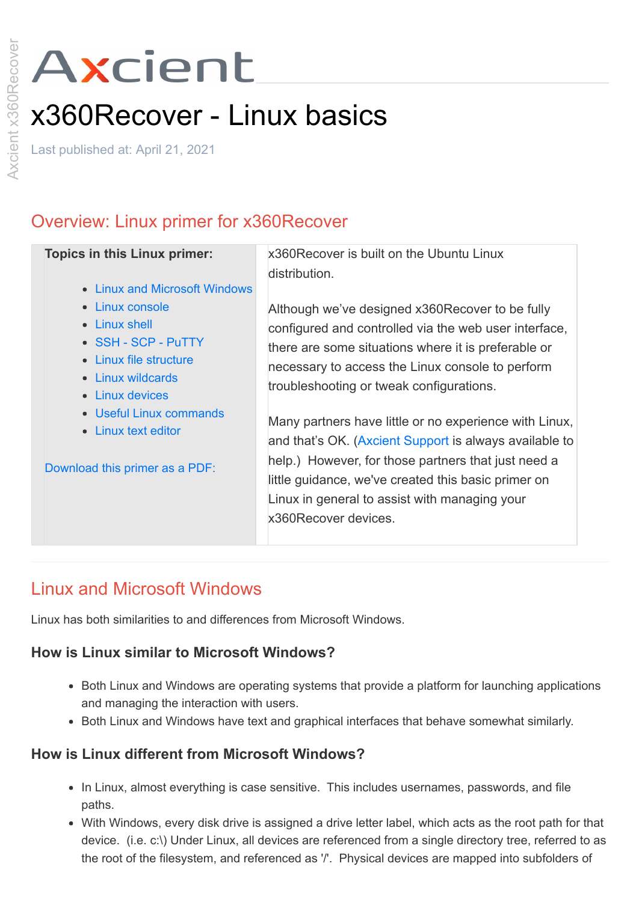# Axcient

# x360Recover - Linux basics

Last published at: April 21, 2021

## Overview: Linux primer for x360Recover

| Topics in this Linux primer: | |
|---|---|
| - Linux and Microsoft Windows<br>- Linux console<br>- Linux shell<br>- SSH - SCP - PuTTY<br>- Linux file structure<br>- Linux wildcards<br>- Linux devices<br>- Useful Linux commands<br>- Linux text editor<br><br>Download this primer as a PDF: | x360Recover is built on the Ubuntu Linux distribution.<br><br>Although we've designed x360Recover to be fully configured and controlled via the web user interface, there are some situations where it is preferable or necessary to access the Linux console to perform troubleshooting or tweak configurations.<br><br>Many partners have little or no experience with Linux, and that's OK. (Axcient Support is always available to help.) However, for those partners that just need a little guidance, we've created this basic primer on Linux in general to assist with managing your x360Recover devices. |

## Linux and Microsoft Windows

Linux has both similarities to and differences from Microsoft Windows.

### How is Linux similar to Microsoft Windows?

- Both Linux and Windows are operating systems that provide a platform for launching applications and managing the interaction with users.
- Both Linux and Windows have text and graphical interfaces that behave somewhat similarly.

### How is Linux different from Microsoft Windows?

- In Linux, almost everything is case sensitive. This includes usernames, passwords, and file paths.
- With Windows, every disk drive is assigned a drive letter label, which acts as the root path for that device. (i.e. c:\) Under Linux, all devices are referenced from a single directory tree, referred to as the root of the filesystem, and referenced as '/'. Physical devices are mapped into subfolders of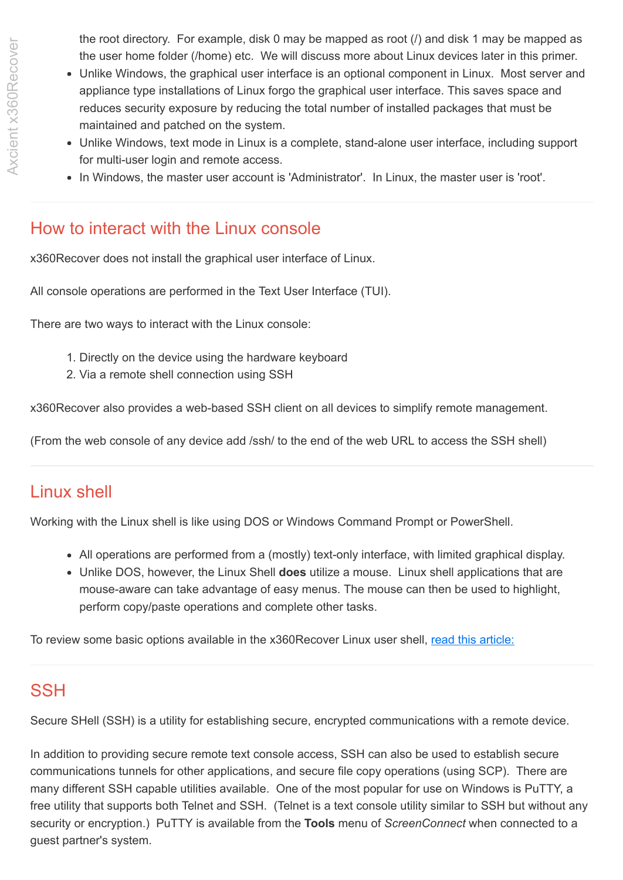the root directory.  For example, disk 0 may be mapped as root (/) and disk 1 may be mapped as the user home folder (/home) etc.  We will discuss more about Linux devices later in this primer.

- Unlike Windows, the graphical user interface is an optional component in Linux.  Most server and appliance type installations of Linux forgo the graphical user interface. This saves space and reduces security exposure by reducing the total number of installed packages that must be maintained and patched on the system.
- Unlike Windows, text mode in Linux is a complete, stand-alone user interface, including support for multi-user login and remote access.
- In Windows, the master user account is 'Administrator'.  In Linux, the master user is 'root'.

## How to interact with the Linux console

x360Recover does not install the graphical user interface of Linux.

All console operations are performed in the Text User Interface (TUI).

There are two ways to interact with the Linux console:

1. Directly on the device using the hardware keyboard
2. Via a remote shell connection using SSH

x360Recover also provides a web-based SSH client on all devices to simplify remote management.

(From the web console of any device add /ssh/ to the end of the web URL to access the SSH shell)

## Linux shell

Working with the Linux shell is like using DOS or Windows Command Prompt or PowerShell.

- All operations are performed from a (mostly) text-only interface, with limited graphical display.
- Unlike DOS, however, the Linux Shell **does** utilize a mouse.  Linux shell applications that are mouse-aware can take advantage of easy menus. The mouse can then be used to highlight, perform copy/paste operations and complete other tasks.

To review some basic options available in the x360Recover Linux user shell, read this article:

## SSH

Secure SHell (SSH) is a utility for establishing secure, encrypted communications with a remote device.

In addition to providing secure remote text console access, SSH can also be used to establish secure communications tunnels for other applications, and secure file copy operations (using SCP).  There are many different SSH capable utilities available.  One of the most popular for use on Windows is PuTTY, a free utility that supports both Telnet and SSH.  (Telnet is a text console utility similar to SSH but without any security or encryption.)  PuTTY is available from the **Tools** menu of *ScreenConnect* when connected to a guest partner's system.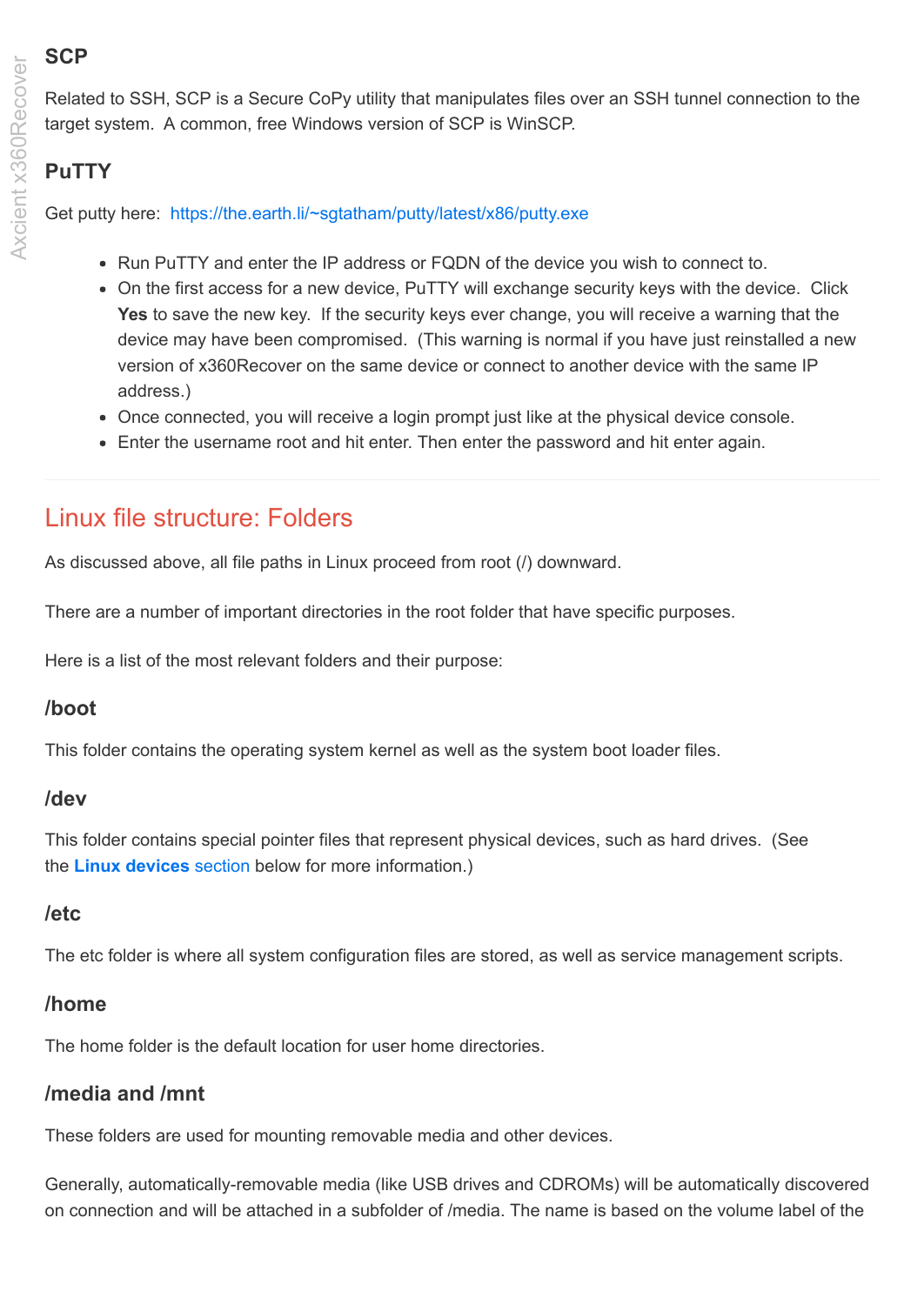### SCP

Related to SSH, SCP is a Secure CoPy utility that manipulates files over an SSH tunnel connection to the target system. A common, free Windows version of SCP is WinSCP.

### PuTTY

Get putty here: https://the.earth.li/~sgtatham/putty/latest/x86/putty.exe

- Run PuTTY and enter the IP address or FQDN of the device you wish to connect to.
- On the first access for a new device, PuTTY will exchange security keys with the device. Click **Yes** to save the new key. If the security keys ever change, you will receive a warning that the device may have been compromised. (This warning is normal if you have just reinstalled a new version of x360Recover on the same device or connect to another device with the same IP address.)
- Once connected, you will receive a login prompt just like at the physical device console.
- Enter the username root and hit enter. Then enter the password and hit enter again.

---

## Linux file structure: Folders

As discussed above, all file paths in Linux proceed from root (/) downward.

There are a number of important directories in the root folder that have specific purposes.

Here is a list of the most relevant folders and their purpose:

### /boot

This folder contains the operating system kernel as well as the system boot loader files.

### /dev

This folder contains special pointer files that represent physical devices, such as hard drives. (See the **Linux devices** section below for more information.)

### /etc

The etc folder is where all system configuration files are stored, as well as service management scripts.

### /home

The home folder is the default location for user home directories.

### /media and /mnt

These folders are used for mounting removable media and other devices.

Generally, automatically-removable media (like USB drives and CDROMs) will be automatically discovered on connection and will be attached in a subfolder of /media. The name is based on the volume label of the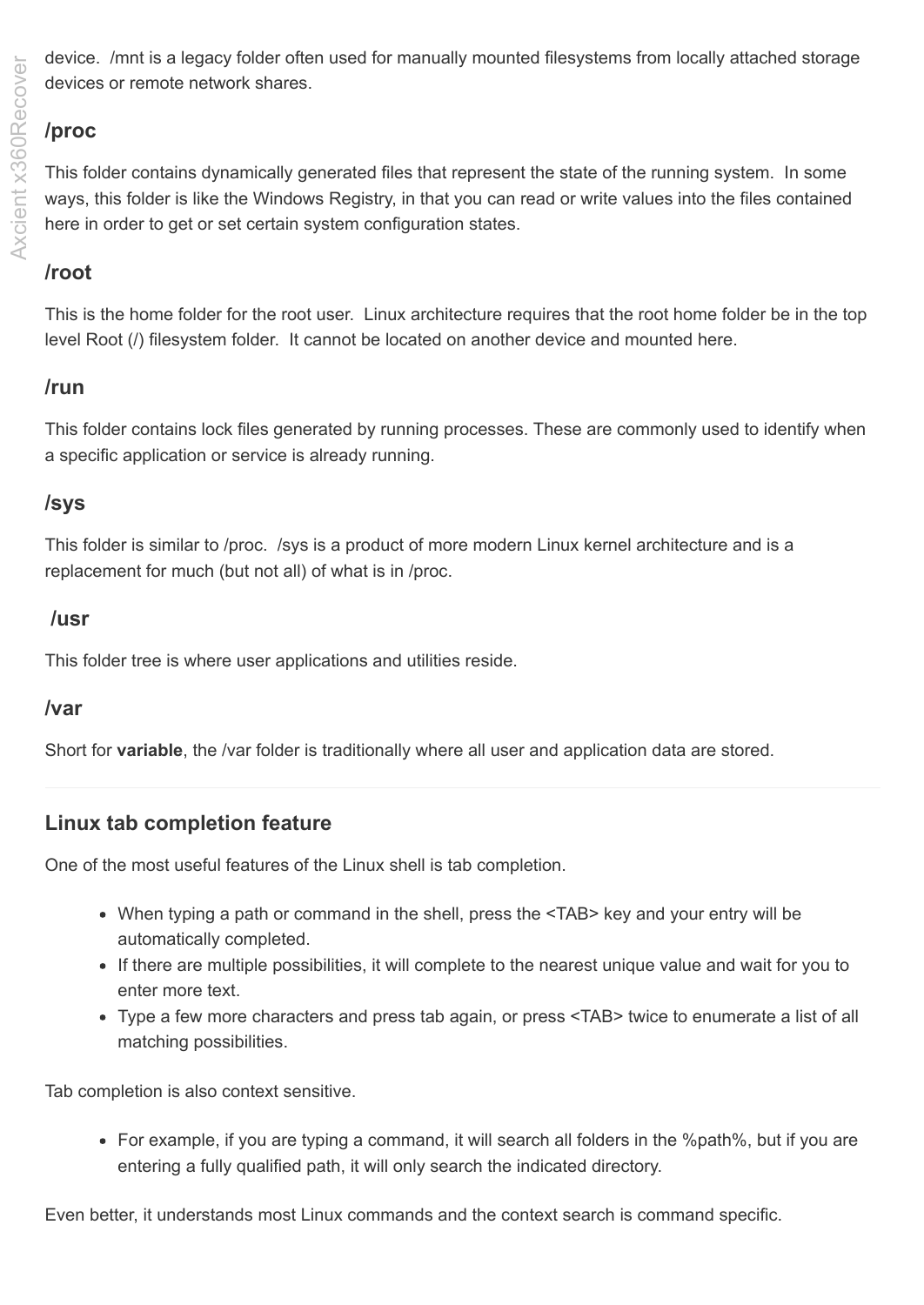device.  /mnt is a legacy folder often used for manually mounted filesystems from locally attached storage devices or remote network shares.

### /proc

This folder contains dynamically generated files that represent the state of the running system.  In some ways, this folder is like the Windows Registry, in that you can read or write values into the files contained here in order to get or set certain system configuration states.

### /root

This is the home folder for the root user.  Linux architecture requires that the root home folder be in the top level Root (/) filesystem folder.  It cannot be located on another device and mounted here.

### /run

This folder contains lock files generated by running processes. These are commonly used to identify when a specific application or service is already running.

### /sys

This folder is similar to /proc.  /sys is a product of more modern Linux kernel architecture and is a replacement for much (but not all) of what is in /proc.

### /usr

This folder tree is where user applications and utilities reside.

### /var

Short for **variable**, the /var folder is traditionally where all user and application data are stored.

---

### Linux tab completion feature

One of the most useful features of the Linux shell is tab completion.

- When typing a path or command in the shell, press the <TAB> key and your entry will be automatically completed.
- If there are multiple possibilities, it will complete to the nearest unique value and wait for you to enter more text.
- Type a few more characters and press tab again, or press <TAB> twice to enumerate a list of all matching possibilities.

Tab completion is also context sensitive.

- For example, if you are typing a command, it will search all folders in the %path%, but if you are entering a fully qualified path, it will only search the indicated directory.

Even better, it understands most Linux commands and the context search is command specific.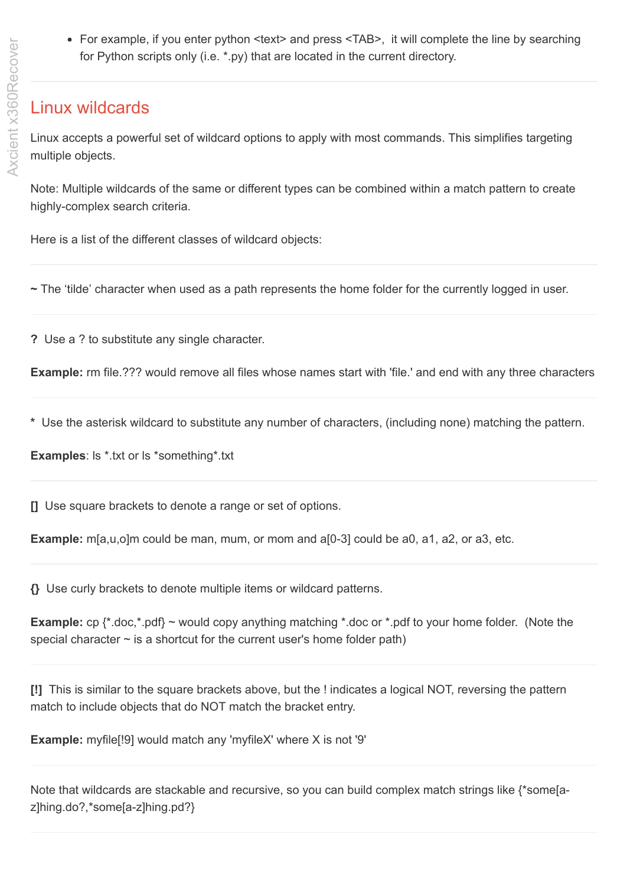- For example, if you enter python <text> and press <TAB>, it will complete the line by searching for Python scripts only (i.e. *.py) that are located in the current directory.

---

## Linux wildcards

Linux accepts a powerful set of wildcard options to apply with most commands. This simplifies targeting multiple objects.

Note: Multiple wildcards of the same or different types can be combined within a match pattern to create highly-complex search criteria.

Here is a list of the different classes of wildcard objects:

---

**~** The 'tilde' character when used as a path represents the home folder for the currently logged in user.

---

**?** Use a ? to substitute any single character.

**Example:** rm file.??? would remove all files whose names start with 'file.' and end with any three characters

---

**\*** Use the asterisk wildcard to substitute any number of characters, (including none) matching the pattern.

**Examples**: ls *.txt or ls *something*.txt

---

**[]** Use square brackets to denote a range or set of options.

**Example:** m[a,u,o]m could be man, mum, or mom and a[0-3] could be a0, a1, a2, or a3, etc.

---

**{}** Use curly brackets to denote multiple items or wildcard patterns.

**Example:** cp {*.doc,*.pdf} ~ would copy anything matching *.doc or *.pdf to your home folder. (Note the special character ~ is a shortcut for the current user's home folder path)

---

**[!]** This is similar to the square brackets above, but the ! indicates a logical NOT, reversing the pattern match to include objects that do NOT match the bracket entry.

**Example:** myfile[!9] would match any 'myfileX' where X is not '9'

---

Note that wildcards are stackable and recursive, so you can build complex match strings like {*some[a-z]hing.do?,*some[a-z]hing.pd?}

---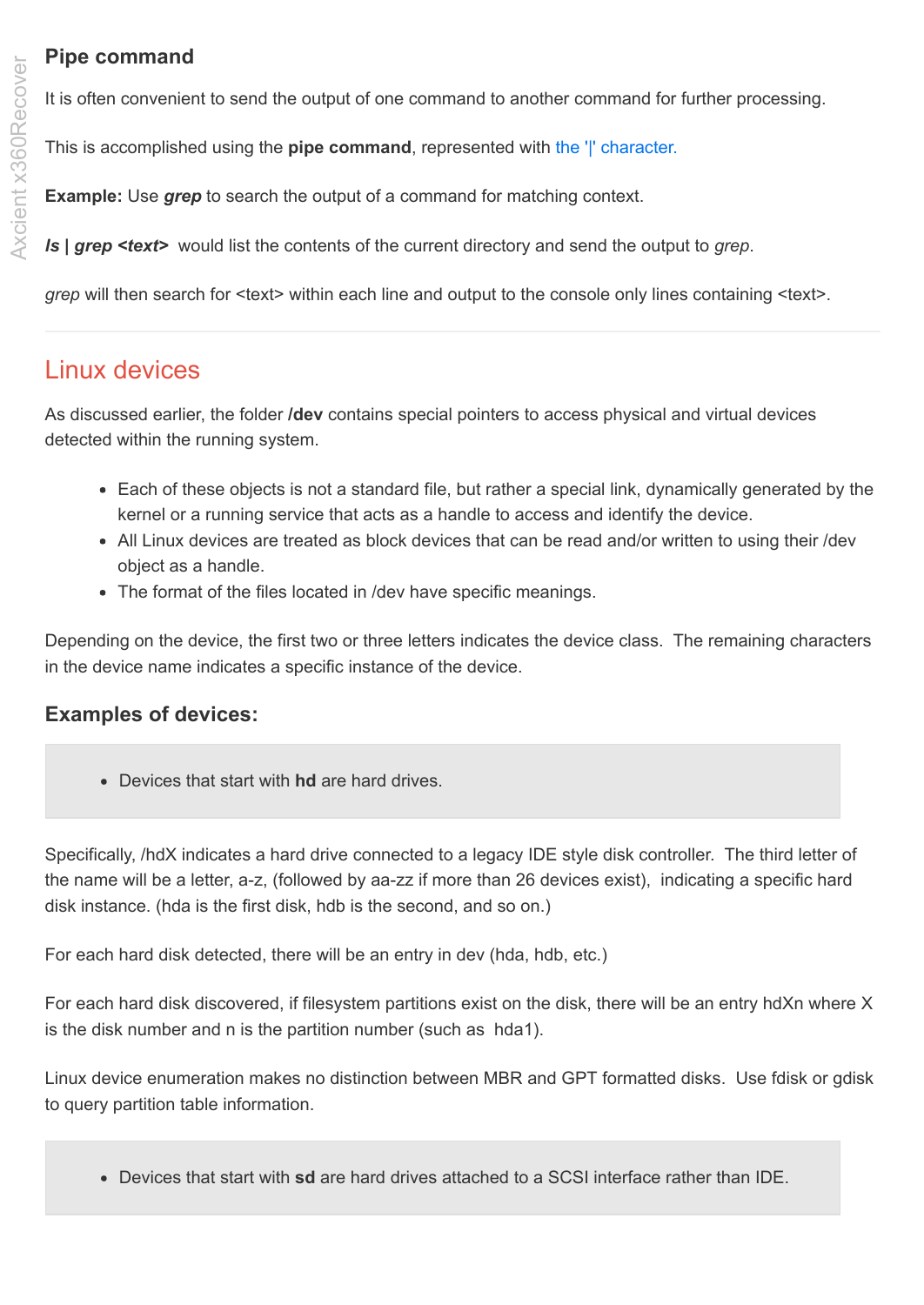### Pipe command

It is often convenient to send the output of one command to another command for further processing.

This is accomplished using the **pipe command**, represented with the '|' character.

**Example:** Use ***grep*** to search the output of a command for matching context.

***ls | grep <text>*** would list the contents of the current directory and send the output to *grep*.

*grep* will then search for <text> within each line and output to the console only lines containing <text>.

---

## Linux devices

As discussed earlier, the folder **/dev** contains special pointers to access physical and virtual devices detected within the running system.

- Each of these objects is not a standard file, but rather a special link, dynamically generated by the kernel or a running service that acts as a handle to access and identify the device.
- All Linux devices are treated as block devices that can be read and/or written to using their /dev object as a handle.
- The format of the files located in /dev have specific meanings.

Depending on the device, the first two or three letters indicates the device class. The remaining characters in the device name indicates a specific instance of the device.

### Examples of devices:

> - Devices that start with **hd** are hard drives.

Specifically, /hdX indicates a hard drive connected to a legacy IDE style disk controller. The third letter of the name will be a letter, a-z, (followed by aa-zz if more than 26 devices exist), indicating a specific hard disk instance. (hda is the first disk, hdb is the second, and so on.)

For each hard disk detected, there will be an entry in dev (hda, hdb, etc.)

For each hard disk discovered, if filesystem partitions exist on the disk, there will be an entry hdXn where X is the disk number and n is the partition number (such as hda1).

Linux device enumeration makes no distinction between MBR and GPT formatted disks. Use fdisk or gdisk to query partition table information.

> - Devices that start with **sd** are hard drives attached to a SCSI interface rather than IDE.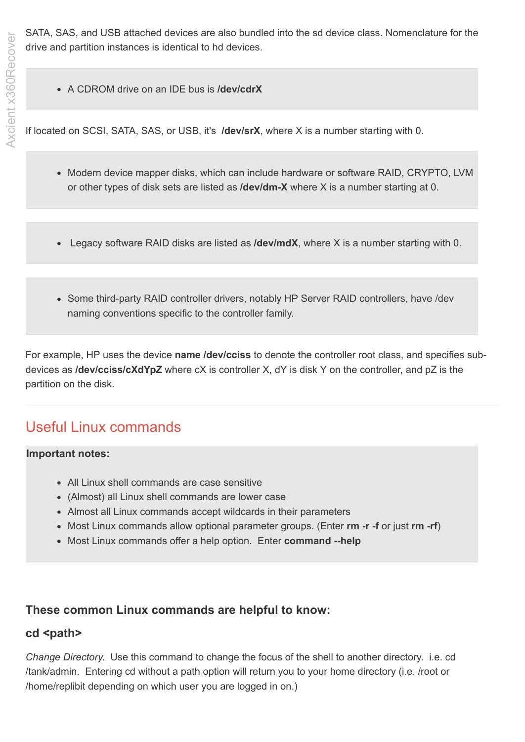SATA, SAS, and USB attached devices are also bundled into the sd device class. Nomenclature for the drive and partition instances is identical to hd devices.

- A CDROM drive on an IDE bus is **/dev/cdrX**

If located on SCSI, SATA, SAS, or USB, it's **/dev/srX**, where X is a number starting with 0.

- Modern device mapper disks, which can include hardware or software RAID, CRYPTO, LVM or other types of disk sets are listed as **/dev/dm-X** where X is a number starting at 0.

- Legacy software RAID disks are listed as **/dev/mdX**, where X is a number starting with 0.

- Some third-party RAID controller drivers, notably HP Server RAID controllers, have /dev naming conventions specific to the controller family.

For example, HP uses the device **name /dev/cciss** to denote the controller root class, and specifies sub-devices as **/dev/cciss/cXdYpZ** where cX is controller X, dY is disk Y on the controller, and pZ is the partition on the disk.

## Useful Linux commands

**Important notes:**

- All Linux shell commands are case sensitive
- (Almost) all Linux shell commands are lower case
- Almost all Linux commands accept wildcards in their parameters
- Most Linux commands allow optional parameter groups. (Enter **rm -r -f** or just **rm -rf**)
- Most Linux commands offer a help option. Enter **command --help**

### These common Linux commands are helpful to know:

#### cd <path>

*Change Directory.* Use this command to change the focus of the shell to another directory. i.e. cd /tank/admin. Entering cd without a path option will return you to your home directory (i.e. /root or /home/replibit depending on which user you are logged in on.)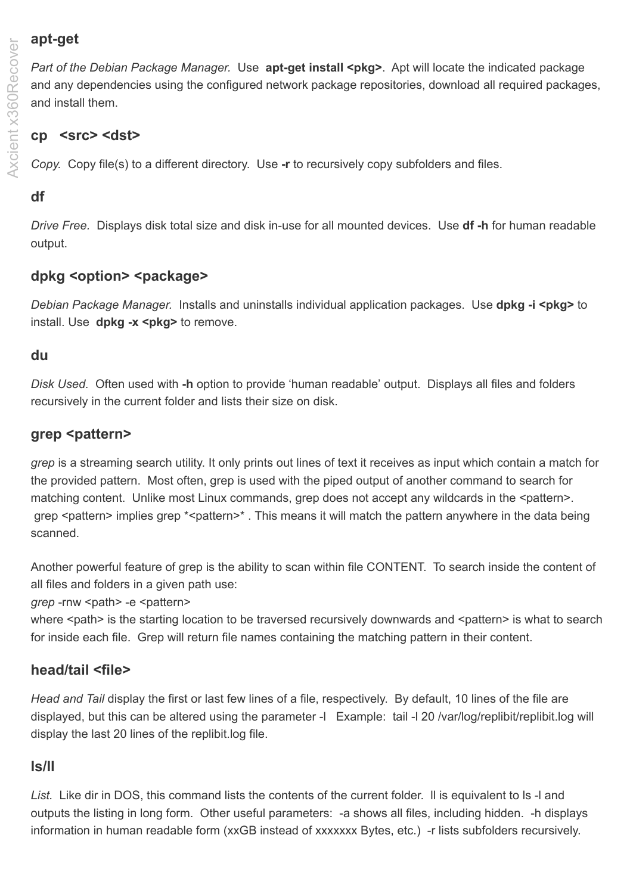### apt-get

*Part of the Debian Package Manager.* Use **apt-get install <pkg>**. Apt will locate the indicated package and any dependencies using the configured network package repositories, download all required packages, and install them.

### cp <src> <dst>

*Copy.* Copy file(s) to a different directory. Use **-r** to recursively copy subfolders and files.

### df

*Drive Free.* Displays disk total size and disk in-use for all mounted devices. Use **df -h** for human readable output.

### dpkg <option> <package>

*Debian Package Manager.* Installs and uninstalls individual application packages. Use **dpkg -i <pkg>** to install. Use **dpkg -x <pkg>** to remove.

### du

*Disk Used.* Often used with **-h** option to provide 'human readable' output. Displays all files and folders recursively in the current folder and lists their size on disk.

### grep <pattern>

*grep* is a streaming search utility. It only prints out lines of text it receives as input which contain a match for the provided pattern. Most often, grep is used with the piped output of another command to search for matching content. Unlike most Linux commands, grep does not accept any wildcards in the <pattern>. grep <pattern> implies grep *<pattern>* . This means it will match the pattern anywhere in the data being scanned.

Another powerful feature of grep is the ability to scan within file CONTENT. To search inside the content of all files and folders in a given path use:
*grep* -rnw <path> -e <pattern>
where <path> is the starting location to be traversed recursively downwards and <pattern> is what to search for inside each file. Grep will return file names containing the matching pattern in their content.

### head/tail <file>

*Head and Tail* display the first or last few lines of a file, respectively. By default, 10 lines of the file are displayed, but this can be altered using the parameter -l Example: tail -l 20 /var/log/replibit/replibit.log will display the last 20 lines of the replibit.log file.

### ls/ll

*List.* Like dir in DOS, this command lists the contents of the current folder. ll is equivalent to ls -l and outputs the listing in long form. Other useful parameters: -a shows all files, including hidden. -h displays information in human readable form (xxGB instead of xxxxxxx Bytes, etc.) -r lists subfolders recursively.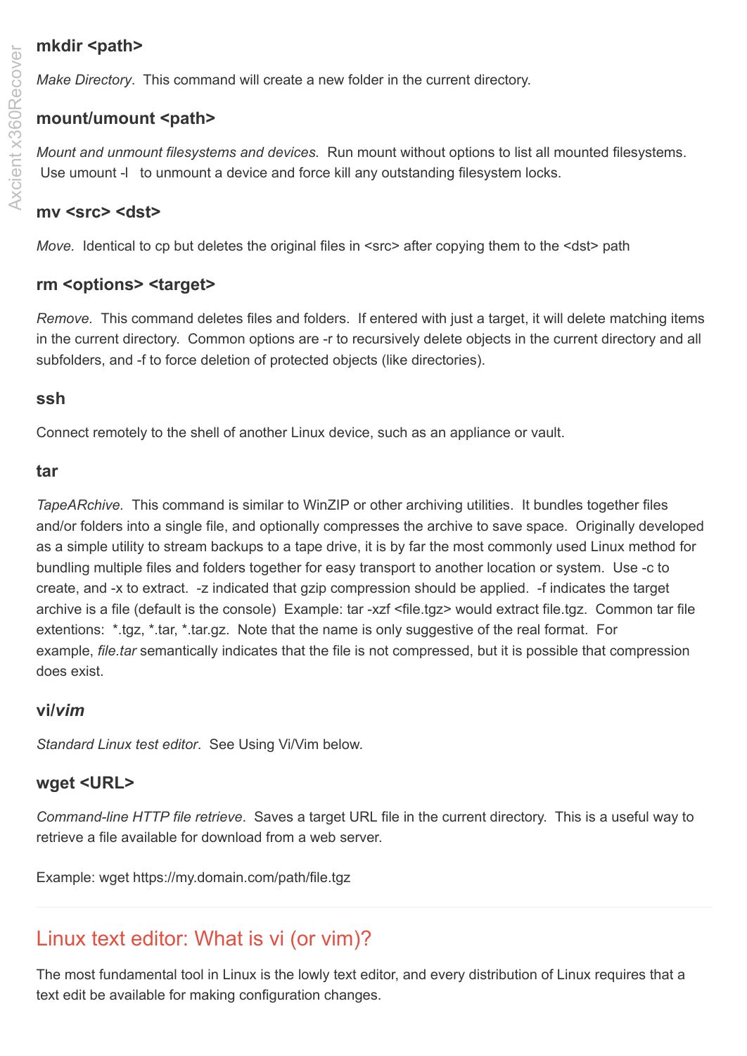### mkdir <path>

*Make Directory*.  This command will create a new folder in the current directory.

### mount/umount <path>

*Mount and unmount filesystems and devices.*  Run mount without options to list all mounted filesystems.  Use umount -l   to unmount a device and force kill any outstanding filesystem locks.

### mv <src> <dst>

*Move.*  Identical to cp but deletes the original files in <src> after copying them to the <dst> path

### rm <options> <target>

*Remove*.  This command deletes files and folders.  If entered with just a target, it will delete matching items in the current directory.  Common options are -r to recursively delete objects in the current directory and all subfolders, and -f to force deletion of protected objects (like directories).

### ssh

Connect remotely to the shell of another Linux device, such as an appliance or vault.

### tar

*TapeARchive*.  This command is similar to WinZIP or other archiving utilities.  It bundles together files and/or folders into a single file, and optionally compresses the archive to save space.  Originally developed as a simple utility to stream backups to a tape drive, it is by far the most commonly used Linux method for bundling multiple files and folders together for easy transport to another location or system.  Use -c to create, and -x to extract.  -z indicated that gzip compression should be applied.  -f indicates the target archive is a file (default is the console)  Example: tar -xzf <file.tgz> would extract file.tgz.  Common tar file extentions:  *.tgz, *.tar, *.tar.gz.  Note that the name is only suggestive of the real format.  For example, *file.tar* semantically indicates that the file is not compressed, but it is possible that compression does exist.

### vi/*vim*

*Standard Linux test editor*.  See Using Vi/Vim below.

### wget <URL>

*Command-line HTTP file retrieve*.  Saves a target URL file in the current directory.  This is a useful way to retrieve a file available for download from a web server.

Example: wget https://my.domain.com/path/file.tgz

---

## Linux text editor: What is vi (or vim)?

The most fundamental tool in Linux is the lowly text editor, and every distribution of Linux requires that a text edit be available for making configuration changes.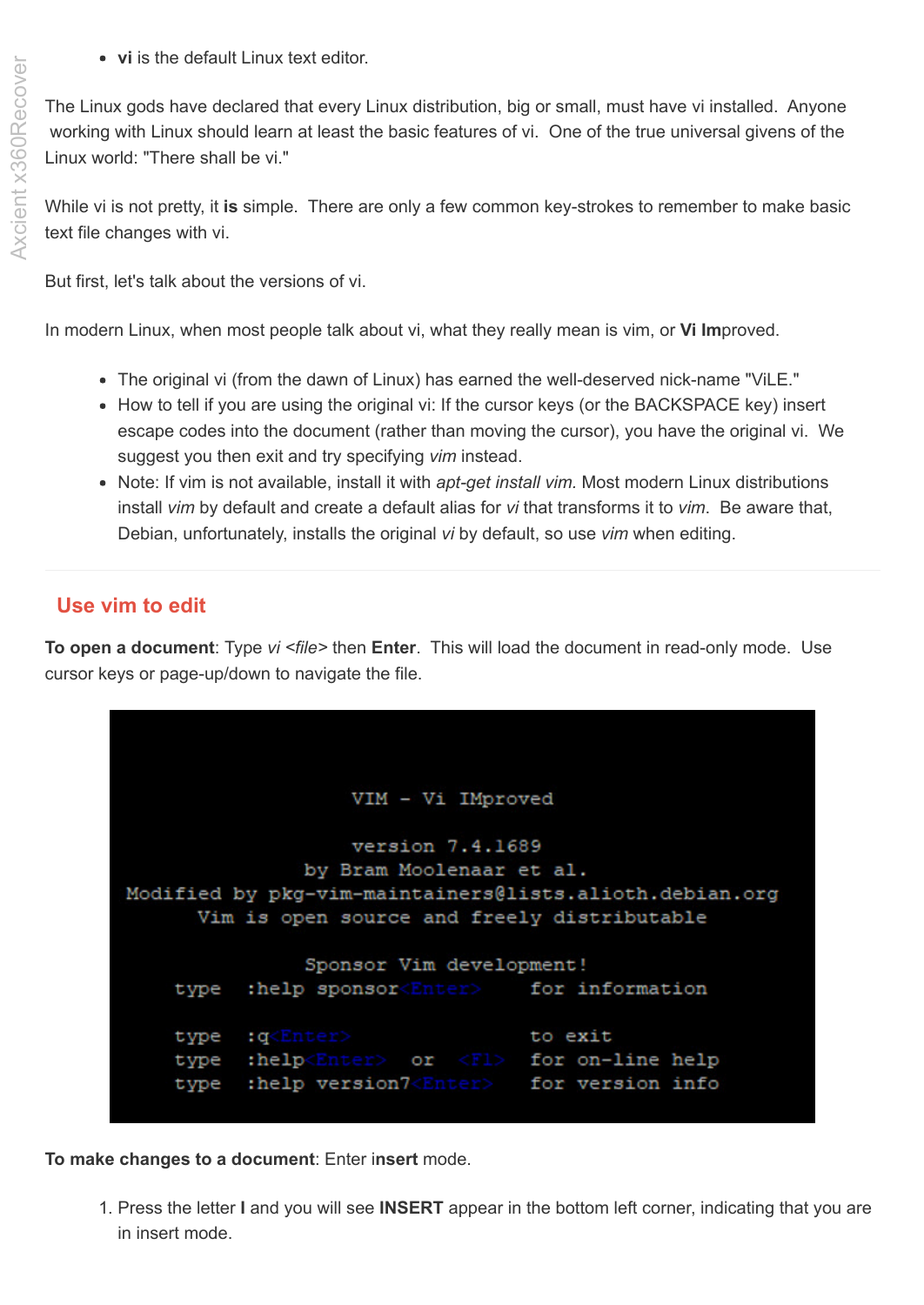- **vi** is the default Linux text editor.

The Linux gods have declared that every Linux distribution, big or small, must have vi installed. Anyone working with Linux should learn at least the basic features of vi. One of the true universal givens of the Linux world: "There shall be vi."

While vi is not pretty, it **is** simple. There are only a few common key-strokes to remember to make basic text file changes with vi.

But first, let's talk about the versions of vi.

In modern Linux, when most people talk about vi, what they really mean is vim, or **Vi Im**proved.

- The original vi (from the dawn of Linux) has earned the well-deserved nick-name "ViLE."
- How to tell if you are using the original vi: If the cursor keys (or the BACKSPACE key) insert escape codes into the document (rather than moving the cursor), you have the original vi. We suggest you then exit and try specifying *vim* instead.
- Note: If vim is not available, install it with *apt-get install vim.* Most modern Linux distributions install *vim* by default and create a default alias for *vi* that transforms it to *vim*. Be aware that, Debian, unfortunately, installs the original *vi* by default, so use *vim* when editing.

## Use vim to edit

**To open a document**: Type *vi <file>* then **Enter**. This will load the document in read-only mode. Use cursor keys or page-up/down to navigate the file.

```
                    VIM - Vi IMproved

                    version 7.4.1689
                by Bram Moolenaar et al.
 Modified by pkg-vim-maintainers@lists.alioth.debian.org
       Vim is open source and freely distributable

                Sponsor Vim development!
    type  :help sponsor<Enter>     for information

    type  :q<Enter>                to exit
    type  :help<Enter>  or  <F1>   for on-line help
    type  :help version7<Enter>    for version info
```

**To make changes to a document**: Enter i**nsert** mode.

1. Press the letter **I** and you will see **INSERT** appear in the bottom left corner, indicating that you are in insert mode.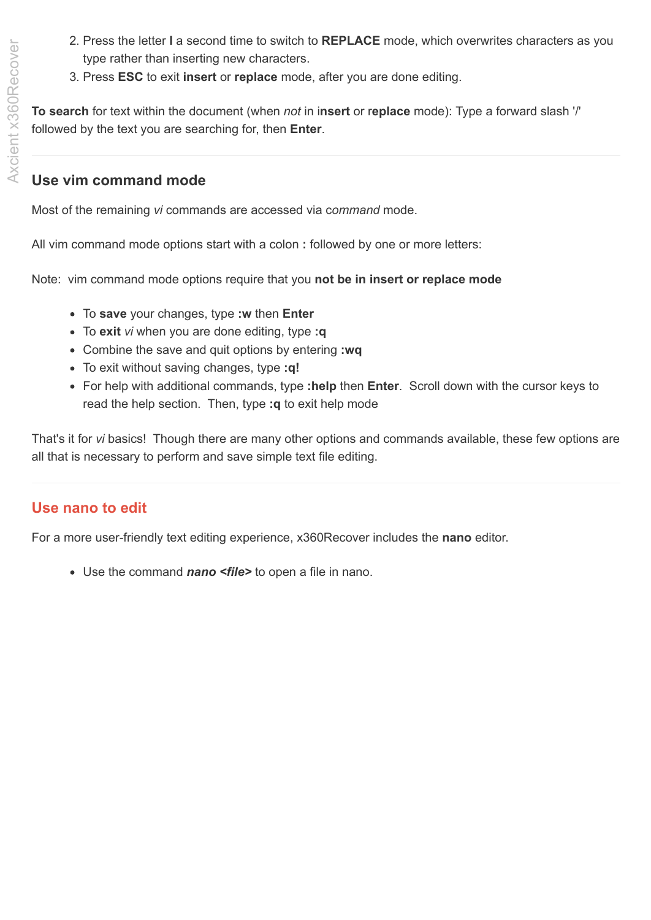2. Press the letter **I** a second time to switch to **REPLACE** mode, which overwrites characters as you type rather than inserting new characters.
3. Press **ESC** to exit **insert** or **replace** mode, after you are done editing.

**To search** for text within the document (when *not* in i**nsert** or r**eplace** mode): Type a forward slash '/' followed by the text you are searching for, then **Enter**.

## Use vim command mode

Most of the remaining *vi* commands are accessed via c*ommand* mode.

All vim command mode options start with a colon **:** followed by one or more letters:

Note: vim command mode options require that you **not be in insert or replace mode**

- To **save** your changes, type **:w** then **Enter**
- To **exit** *vi* when you are done editing, type **:q**
- Combine the save and quit options by entering **:wq**
- To exit without saving changes, type **:q!**
- For help with additional commands, type **:help** then **Enter**. Scroll down with the cursor keys to read the help section. Then, type **:q** to exit help mode

That's it for *vi* basics! Though there are many other options and commands available, these few options are all that is necessary to perform and save simple text file editing.

## Use nano to edit

For a more user-friendly text editing experience, x360Recover includes the **nano** editor.

- Use the command ***nano <file>*** to open a file in nano.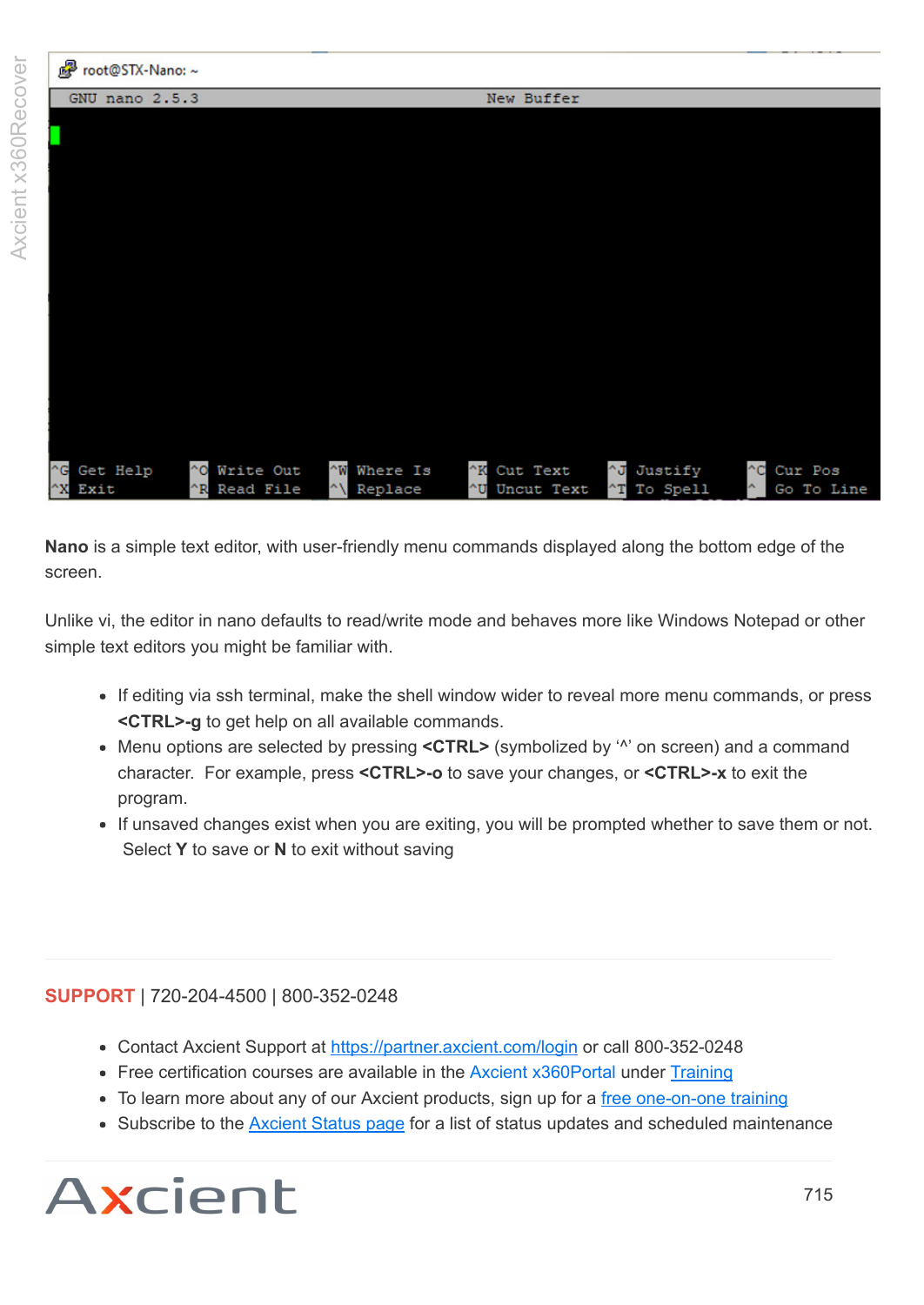```
root@STX-Nano: ~
  GNU nano 2.5.3                         New Buffer

^G Get Help    ^O Write Out   ^W Where Is    ^K Cut Text    ^J Justify     ^C Cur Pos
^X Exit        ^R Read File   ^\ Replace     ^U Uncut Text  ^T To Spell    ^_ Go To Line
```

**Nano** is a simple text editor, with user-friendly menu commands displayed along the bottom edge of the screen.

Unlike vi, the editor in nano defaults to read/write mode and behaves more like Windows Notepad or other simple text editors you might be familiar with.

- If editing via ssh terminal, make the shell window wider to reveal more menu commands, or press **<CTRL>-g** to get help on all available commands.
- Menu options are selected by pressing **<CTRL>** (symbolized by '^' on screen) and a command character. For example, press **<CTRL>-o** to save your changes, or **<CTRL>-x** to exit the program.
- If unsaved changes exist when you are exiting, you will be prompted whether to save them or not. Select **Y** to save or **N** to exit without saving

**SUPPORT** | 720-204-4500 | 800-352-0248

- Contact Axcient Support at https://partner.axcient.com/login or call 800-352-0248
- Free certification courses are available in the Axcient x360Portal under Training
- To learn more about any of our Axcient products, sign up for a free one-on-one training
- Subscribe to the Axcient Status page for a list of status updates and scheduled maintenance

Axcient